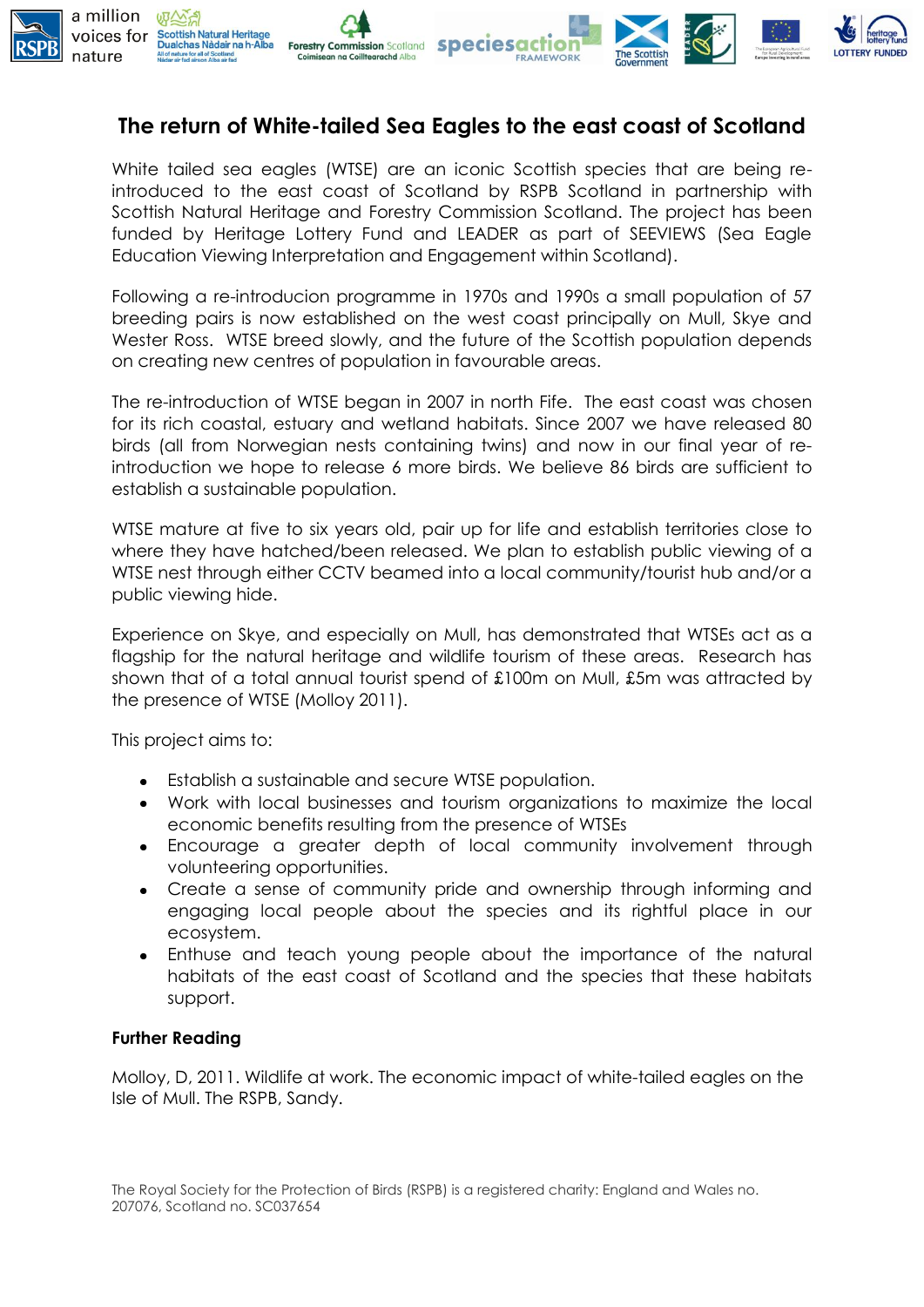# The return of White-tailed Sea Eagles to the east coast of Scotland

White tailed sea eagles (WTSE) are an iconic Scottish species that are being re-introduced to the east coast of Scotland by RSPB Scotland in partnership with Scottish Natural Heritage and Forestry Commission Scotland. The project has been funded by Heritage Lottery Fund and LEADER as part of SEEVIEWS (Sea Eagle Education Viewing Interpretation and Engagement within Scotland).

Following a re-introducion programme in 1970s and 1990s a small population of 57 breeding pairs is now established on the west coast principally on Mull, Skye and Wester Ross. WTSE breed slowly, and the future of the Scottish population depends on creating new centres of population in favourable areas.

The re-introduction of WTSE began in 2007 in north Fife. The east coast was chosen for its rich coastal, estuary and wetland habitats. Since 2007 we have released 80 birds (all from Norwegian nests containing twins) and now in our final year of re-introduction we hope to release 6 more birds. We believe 86 birds are sufficient to establish a sustainable population.

WTSE mature at five to six years old, pair up for life and establish territories close to where they have hatched/been released. We plan to establish public viewing of a WTSE nest through either CCTV beamed into a local community/tourist hub and/or a public viewing hide.

Experience on Skye, and especially on Mull, has demonstrated that WTSEs act as a flagship for the natural heritage and wildlife tourism of these areas. Research has shown that of a total annual tourist spend of £100m on Mull, £5m was attracted by the presence of WTSE (Molloy 2011).

This project aims to:

- Establish a sustainable and secure WTSE population.
- Work with local businesses and tourism organizations to maximize the local economic benefits resulting from the presence of WTSEs
- Encourage a greater depth of local community involvement through volunteering opportunities.
- Create a sense of community pride and ownership through informing and engaging local people about the species and its rightful place in our ecosystem.
- Enthuse and teach young people about the importance of the natural habitats of the east coast of Scotland and the species that these habitats support.

**Further Reading**

Molloy, D, 2011. Wildlife at work. The economic impact of white-tailed eagles on the Isle of Mull. The RSPB, Sandy.

The Royal Society for the Protection of Birds (RSPB) is a registered charity: England and Wales no. 207076, Scotland no. SC037654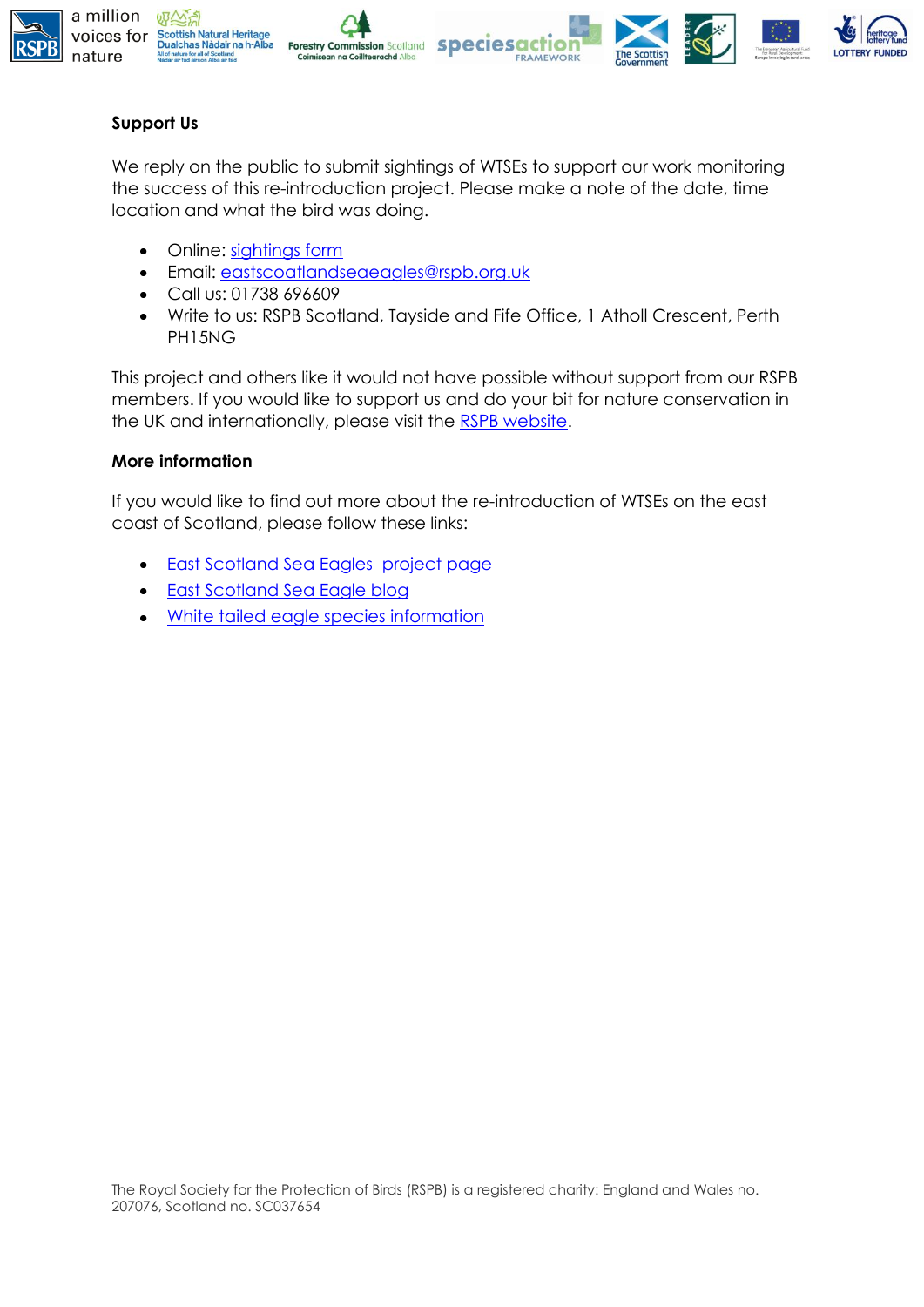**Support Us**

We reply on the public to submit sightings of WTSEs to support our work monitoring the success of this re-introduction project. Please make a note of the date, time location and what the bird was doing.

- Online: [sightings form]
- Email: eastscoatlandseaeagles@rspb.org.uk
- Call us: 01738 696609
- Write to us: RSPB Scotland, Tayside and Fife Office, 1 Atholl Crescent, Perth PH15NG

This project and others like it would not have possible without support from our RSPB members. If you would like to support us and do your bit for nature conservation in the UK and internationally, please visit the RSPB website.

**More information**

If you would like to find out more about the re-introduction of WTSEs on the east coast of Scotland, please follow these links:

- East Scotland Sea Eagles  project page
- East Scotland Sea Eagle blog
- White tailed eagle species information

The Royal Society for the Protection of Birds (RSPB) is a registered charity: England and Wales no. 207076, Scotland no. SC037654